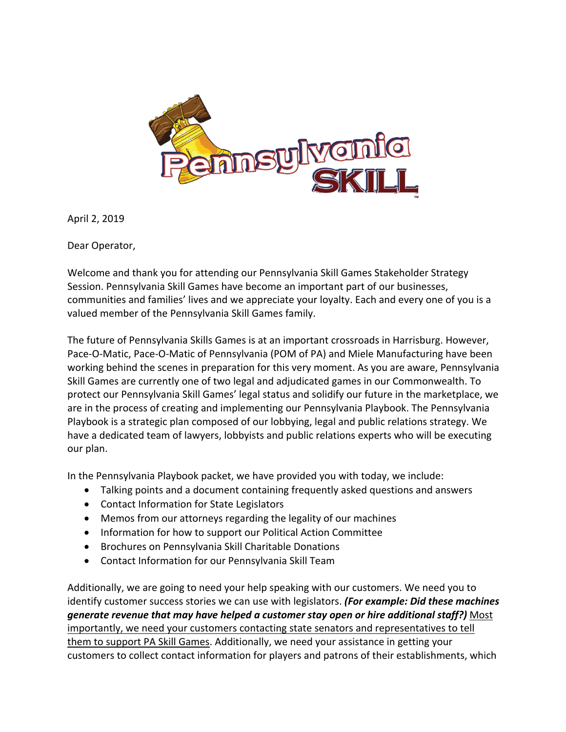April 2, 2019

Dear Operator,

Welcome and thank you for attending our Pennsylvania Skill Games Stakeholder Strategy Session. Pennsylvania Skill Games have become an important part of our businesses, communities and families' lives and we appreciate your loyalty. Each and every one of you is a valued member of the Pennsylvania Skill Games family.

The future of Pennsylvania Skills Games is at an important crossroads in Harrisburg. However, Pace-O-Matic, Pace-O-Matic of Pennsylvania (POM of PA) and Miele Manufacturing have been working behind the scenes in preparation for this very moment. As you are aware, Pennsylvania Skill Games are currently one of two legal and adjudicated games in our Commonwealth. To protect our Pennsylvania Skill Games' legal status and solidify our future in the marketplace, we are in the process of creating and implementing our Pennsylvania Playbook. The Pennsylvania Playbook is a strategic plan composed of our lobbying, legal and public relations strategy. We have a dedicated team of lawyers, lobbyists and public relations experts who will be executing our plan.

In the Pennsylvania Playbook packet, we have provided you with today, we include:

- Talking points and a document containing frequently asked questions and answers
- Contact Information for State Legislators
- Memos from our attorneys regarding the legality of our machines
- Information for how to support our Political Action Committee
- Brochures on Pennsylvania Skill Charitable Donations
- Contact Information for our Pennsylvania Skill Team

Additionally, we are going to need your help speaking with our customers. We need you to identify customer success stories we can use with legislators. ***(For example: Did these machines generate revenue that may have helped a customer stay open or hire additional staff?)*** <u>Most importantly, we need your customers contacting state senators and representatives to tell them to support PA Skill Games</u>. Additionally, we need your assistance in getting your customers to collect contact information for players and patrons of their establishments, which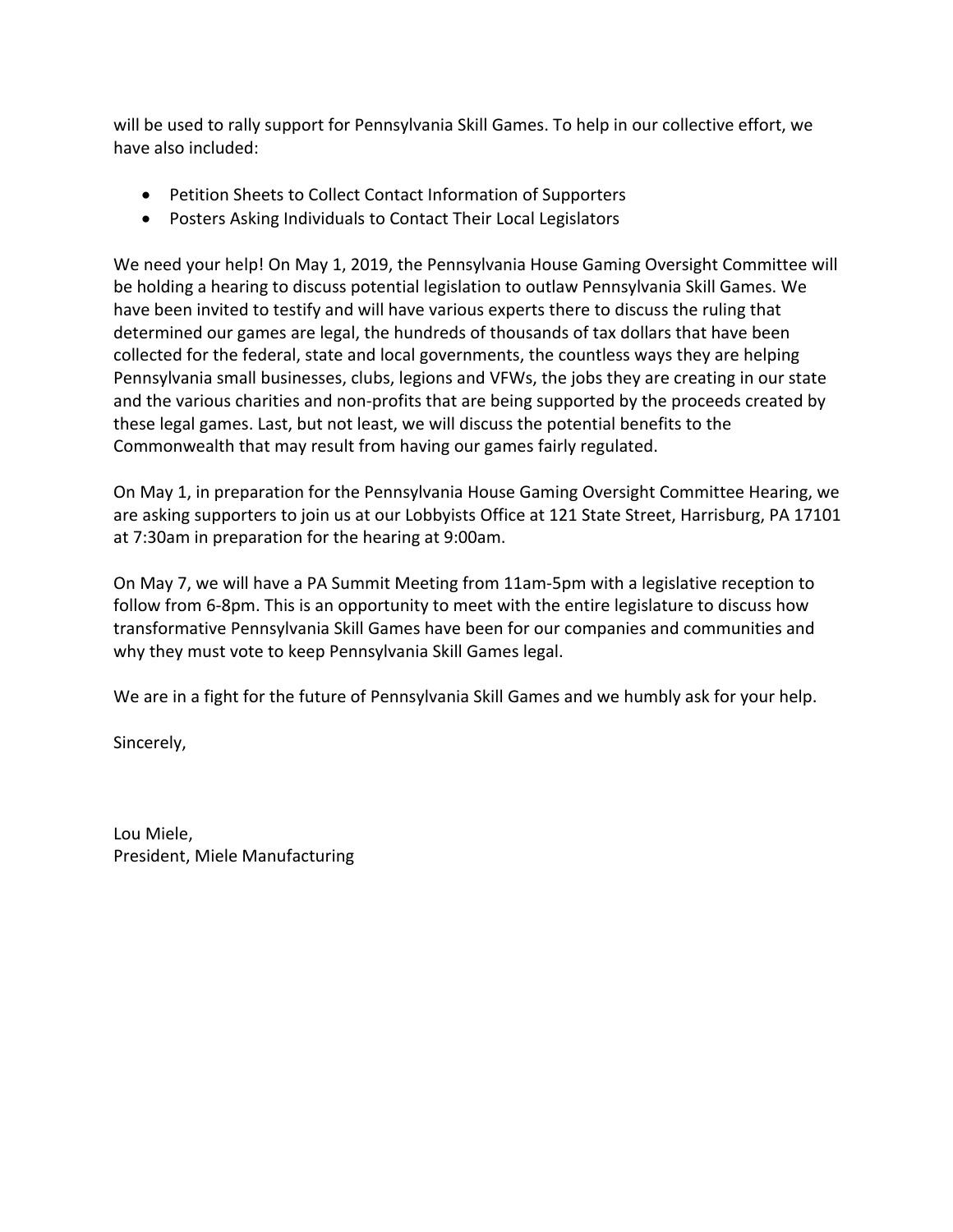will be used to rally support for Pennsylvania Skill Games. To help in our collective effort, we have also included:

- Petition Sheets to Collect Contact Information of Supporters
- Posters Asking Individuals to Contact Their Local Legislators

We need your help! On May 1, 2019, the Pennsylvania House Gaming Oversight Committee will be holding a hearing to discuss potential legislation to outlaw Pennsylvania Skill Games. We have been invited to testify and will have various experts there to discuss the ruling that determined our games are legal, the hundreds of thousands of tax dollars that have been collected for the federal, state and local governments, the countless ways they are helping Pennsylvania small businesses, clubs, legions and VFWs, the jobs they are creating in our state and the various charities and non-profits that are being supported by the proceeds created by these legal games. Last, but not least, we will discuss the potential benefits to the Commonwealth that may result from having our games fairly regulated.

On May 1, in preparation for the Pennsylvania House Gaming Oversight Committee Hearing, we are asking supporters to join us at our Lobbyists Office at 121 State Street, Harrisburg, PA 17101 at 7:30am in preparation for the hearing at 9:00am.

On May 7, we will have a PA Summit Meeting from 11am-5pm with a legislative reception to follow from 6-8pm. This is an opportunity to meet with the entire legislature to discuss how transformative Pennsylvania Skill Games have been for our companies and communities and why they must vote to keep Pennsylvania Skill Games legal.

We are in a fight for the future of Pennsylvania Skill Games and we humbly ask for your help.

Sincerely,

Lou Miele,
President, Miele Manufacturing